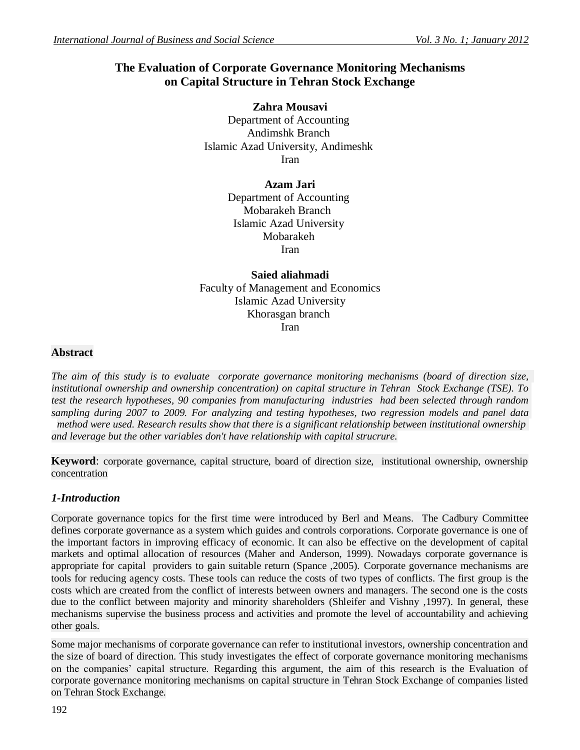# The Evaluation of Corporate Governance Monitoring Mechanisms on Capital Structure in Tehran Stock Exchange

**Zahra Mousavi**
Department of Accounting
Andimshk Branch
Islamic Azad University, Andimeshk
Iran

**Azam Jari**
Department of Accounting
Mobarakeh Branch
Islamic Azad University
Mobarakeh
Iran

**Saied aliahmadi**
Faculty of Management and Economics
Islamic Azad University
Khorasgan branch
Iran

## Abstract

*The aim of this study is to evaluate corporate governance monitoring mechanisms (board of direction size, institutional ownership and ownership concentration) on capital structure in Tehran Stock Exchange (TSE). To test the research hypotheses, 90 companies from manufacturing industries had been selected through random sampling during 2007 to 2009. For analyzing and testing hypotheses, two regression models and panel data method were used. Research results show that there is a significant relationship between institutional ownership and leverage but the other variables don't have relationship with capital strucrure.*

**Keyword**: corporate governance, capital structure, board of direction size, institutional ownership, ownership concentration

## *1-Introduction*

Corporate governance topics for the first time were introduced by Berl and Means. The Cadbury Committee defines corporate governance as a system which guides and controls corporations. Corporate governance is one of the important factors in improving efficacy of economic. It can also be effective on the development of capital markets and optimal allocation of resources (Maher and Anderson, 1999). Nowadays corporate governance is appropriate for capital providers to gain suitable return (Spance ,2005). Corporate governance mechanisms are tools for reducing agency costs. These tools can reduce the costs of two types of conflicts. The first group is the costs which are created from the conflict of interests between owners and managers. The second one is the costs due to the conflict between majority and minority shareholders (Shleifer and Vishny ,1997). In general, these mechanisms supervise the business process and activities and promote the level of accountability and achieving other goals.

Some major mechanisms of corporate governance can refer to institutional investors, ownership concentration and the size of board of direction. This study investigates the effect of corporate governance monitoring mechanisms on the companies' capital structure. Regarding this argument, the aim of this research is the Evaluation of corporate governance monitoring mechanisms on capital structure in Tehran Stock Exchange of companies listed on Tehran Stock Exchange.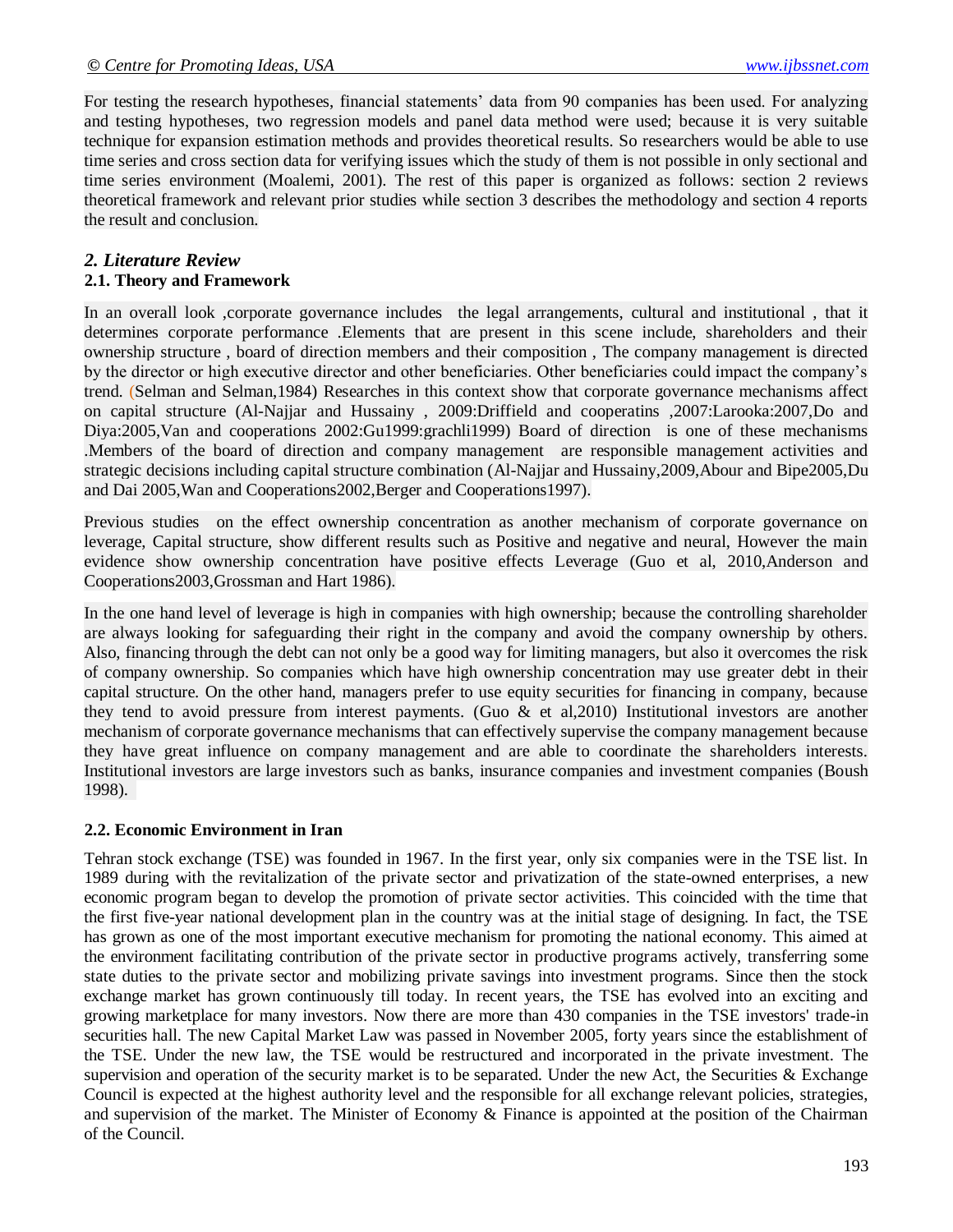For testing the research hypotheses, financial statements' data from 90 companies has been used. For analyzing and testing hypotheses, two regression models and panel data method were used; because it is very suitable technique for expansion estimation methods and provides theoretical results. So researchers would be able to use time series and cross section data for verifying issues which the study of them is not possible in only sectional and time series environment (Moalemi, 2001). The rest of this paper is organized as follows: section 2 reviews theoretical framework and relevant prior studies while section 3 describes the methodology and section 4 reports the result and conclusion.

## *2. Literature Review*

### 2.1. Theory and Framework

In an overall look ,corporate governance includes the legal arrangements, cultural and institutional , that it determines corporate performance .Elements that are present in this scene include, shareholders and their ownership structure , board of direction members and their composition , The company management is directed by the director or high executive director and other beneficiaries. Other beneficiaries could impact the company's trend. (Selman and Selman,1984) Researches in this context show that corporate governance mechanisms affect on capital structure (Al-Najjar and Hussainy , 2009:Driffield and cooperatins ,2007:Larooka:2007,Do and Diya:2005,Van and cooperations 2002:Gu1999:grachli1999) Board of direction is one of these mechanisms .Members of the board of direction and company management are responsible management activities and strategic decisions including capital structure combination (Al-Najjar and Hussainy,2009,Abour and Bipe2005,Du and Dai 2005,Wan and Cooperations2002,Berger and Cooperations1997).

Previous studies on the effect ownership concentration as another mechanism of corporate governance on leverage, Capital structure, show different results such as Positive and negative and neural, However the main evidence show ownership concentration have positive effects Leverage (Guo et al, 2010,Anderson and Cooperations2003,Grossman and Hart 1986).

In the one hand level of leverage is high in companies with high ownership; because the controlling shareholder are always looking for safeguarding their right in the company and avoid the company ownership by others. Also, financing through the debt can not only be a good way for limiting managers, but also it overcomes the risk of company ownership. So companies which have high ownership concentration may use greater debt in their capital structure. On the other hand, managers prefer to use equity securities for financing in company, because they tend to avoid pressure from interest payments. (Guo & et al,2010) Institutional investors are another mechanism of corporate governance mechanisms that can effectively supervise the company management because they have great influence on company management and are able to coordinate the shareholders interests. Institutional investors are large investors such as banks, insurance companies and investment companies (Boush 1998).

### 2.2. Economic Environment in Iran

Tehran stock exchange (TSE) was founded in 1967. In the first year, only six companies were in the TSE list. In 1989 during with the revitalization of the private sector and privatization of the state-owned enterprises, a new economic program began to develop the promotion of private sector activities. This coincided with the time that the first five-year national development plan in the country was at the initial stage of designing. In fact, the TSE has grown as one of the most important executive mechanism for promoting the national economy. This aimed at the environment facilitating contribution of the private sector in productive programs actively, transferring some state duties to the private sector and mobilizing private savings into investment programs. Since then the stock exchange market has grown continuously till today. In recent years, the TSE has evolved into an exciting and growing marketplace for many investors. Now there are more than 430 companies in the TSE investors' trade-in securities hall. The new Capital Market Law was passed in November 2005, forty years since the establishment of the TSE. Under the new law, the TSE would be restructured and incorporated in the private investment. The supervision and operation of the security market is to be separated. Under the new Act, the Securities & Exchange Council is expected at the highest authority level and the responsible for all exchange relevant policies, strategies, and supervision of the market. The Minister of Economy & Finance is appointed at the position of the Chairman of the Council.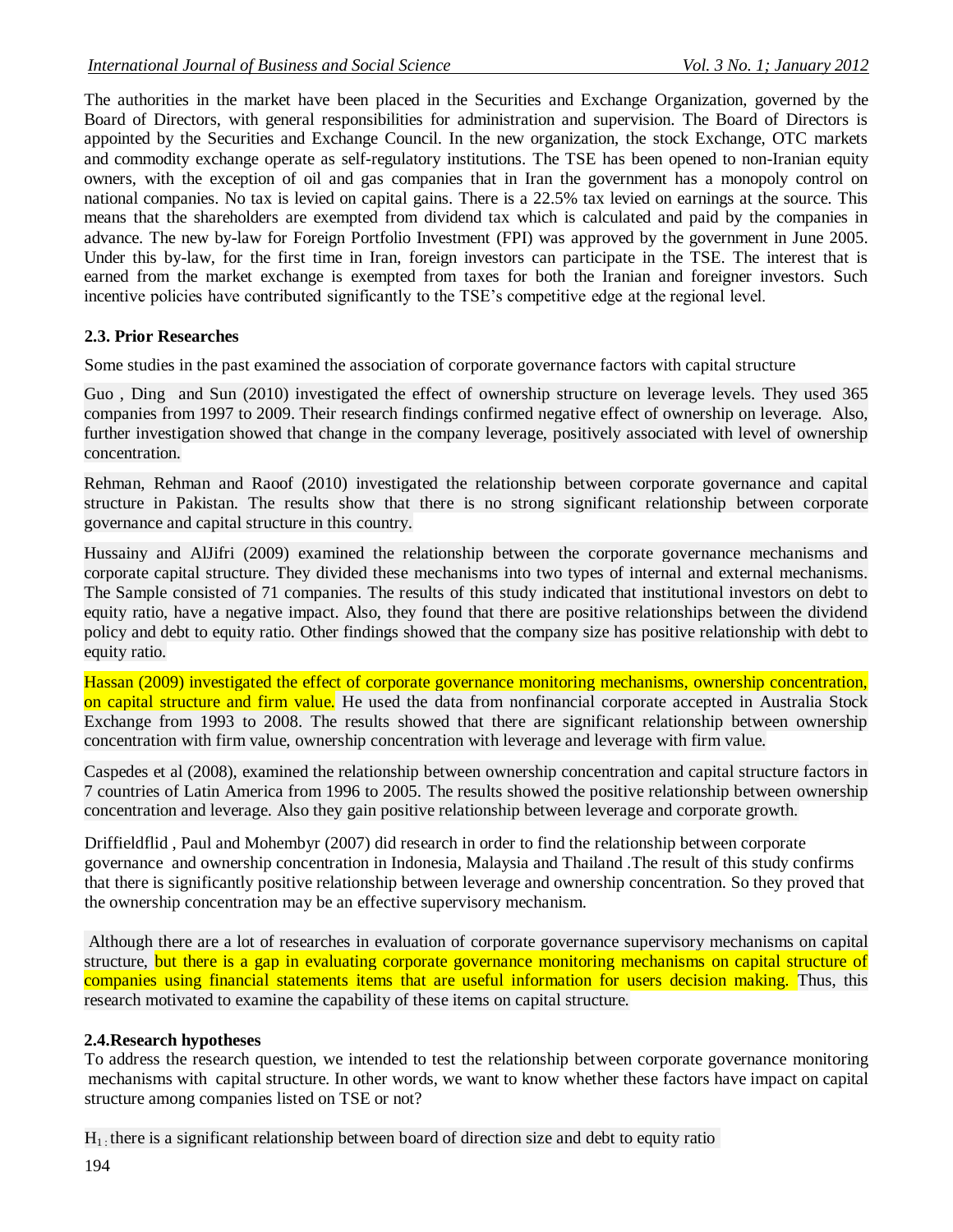The authorities in the market have been placed in the Securities and Exchange Organization, governed by the Board of Directors, with general responsibilities for administration and supervision. The Board of Directors is appointed by the Securities and Exchange Council. In the new organization, the stock Exchange, OTC markets and commodity exchange operate as self-regulatory institutions. The TSE has been opened to non-Iranian equity owners, with the exception of oil and gas companies that in Iran the government has a monopoly control on national companies. No tax is levied on capital gains. There is a 22.5% tax levied on earnings at the source. This means that the shareholders are exempted from dividend tax which is calculated and paid by the companies in advance. The new by-law for Foreign Portfolio Investment (FPI) was approved by the government in June 2005. Under this by-law, for the first time in Iran, foreign investors can participate in the TSE. The interest that is earned from the market exchange is exempted from taxes for both the Iranian and foreigner investors. Such incentive policies have contributed significantly to the TSE's competitive edge at the regional level.

### 2.3. Prior Researches

Some studies in the past examined the association of corporate governance factors with capital structure

Guo , Ding and Sun (2010) investigated the effect of ownership structure on leverage levels. They used 365 companies from 1997 to 2009. Their research findings confirmed negative effect of ownership on leverage. Also, further investigation showed that change in the company leverage, positively associated with level of ownership concentration.

Rehman, Rehman and Raoof (2010) investigated the relationship between corporate governance and capital structure in Pakistan. The results show that there is no strong significant relationship between corporate governance and capital structure in this country.

Hussainy and AlJifri (2009) examined the relationship between the corporate governance mechanisms and corporate capital structure. They divided these mechanisms into two types of internal and external mechanisms. The Sample consisted of 71 companies. The results of this study indicated that institutional investors on debt to equity ratio, have a negative impact. Also, they found that there are positive relationships between the dividend policy and debt to equity ratio. Other findings showed that the company size has positive relationship with debt to equity ratio.

Hassan (2009) investigated the effect of corporate governance monitoring mechanisms, ownership concentration, on capital structure and firm value. He used the data from nonfinancial corporate accepted in Australia Stock Exchange from 1993 to 2008. The results showed that there are significant relationship between ownership concentration with firm value, ownership concentration with leverage and leverage with firm value.

Caspedes et al (2008), examined the relationship between ownership concentration and capital structure factors in 7 countries of Latin America from 1996 to 2005. The results showed the positive relationship between ownership concentration and leverage. Also they gain positive relationship between leverage and corporate growth.

Driffieldflid , Paul and Mohembyr (2007) did research in order to find the relationship between corporate governance and ownership concentration in Indonesia, Malaysia and Thailand .The result of this study confirms that there is significantly positive relationship between leverage and ownership concentration. So they proved that the ownership concentration may be an effective supervisory mechanism.

Although there are a lot of researches in evaluation of corporate governance supervisory mechanisms on capital structure, but there is a gap in evaluating corporate governance monitoring mechanisms on capital structure of companies using financial statements items that are useful information for users decision making. Thus, this research motivated to examine the capability of these items on capital structure.

### 2.4.Research hypotheses

To address the research question, we intended to test the relationship between corporate governance monitoring mechanisms with capital structure. In other words, we want to know whether these factors have impact on capital structure among companies listed on TSE or not?

$H_1$: there is a significant relationship between board of direction size and debt to equity ratio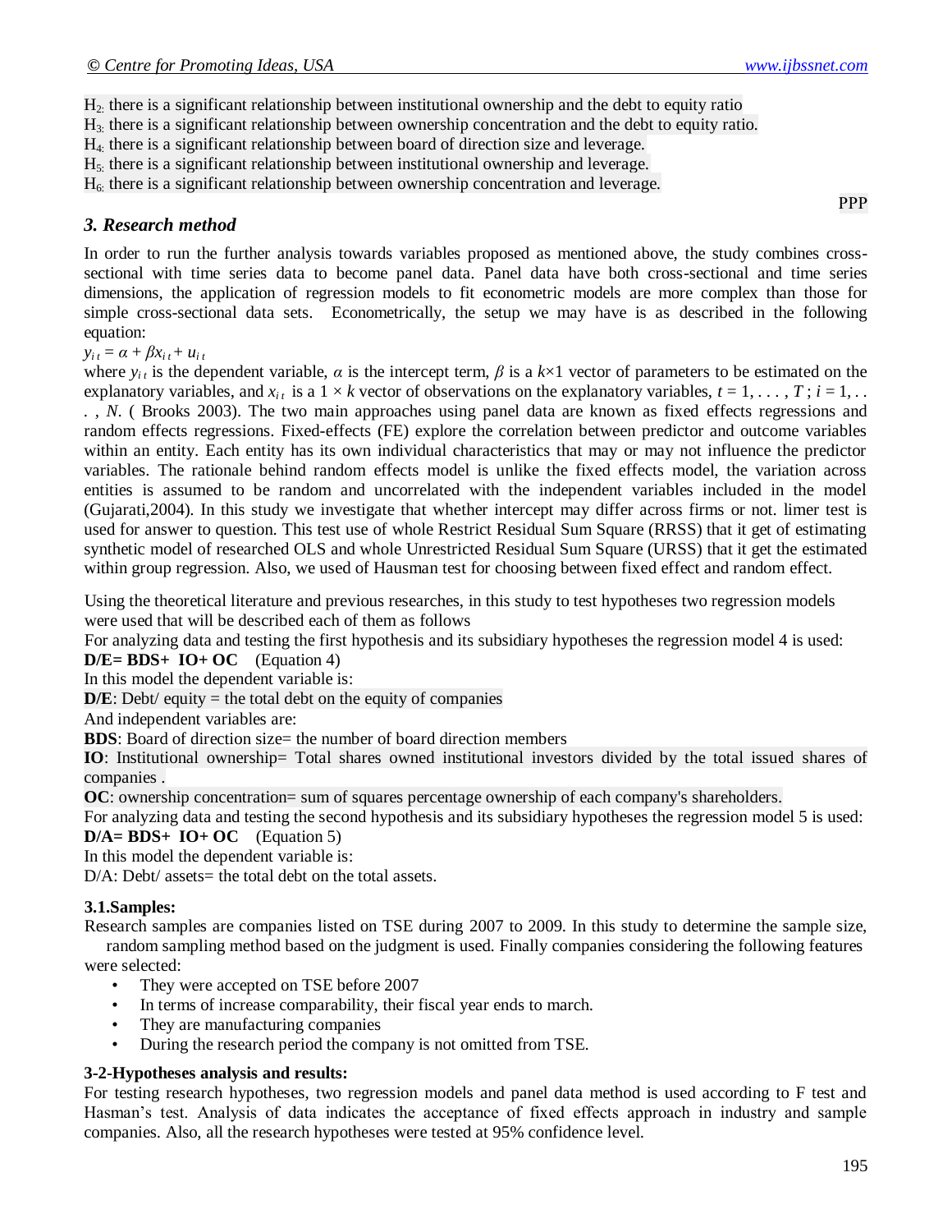$H_2$: there is a significant relationship between institutional ownership and the debt to equity ratio
$H_3$: there is a significant relationship between ownership concentration and the debt to equity ratio.
$H_4$: there is a significant relationship between board of direction size and leverage.
$H_5$: there is a significant relationship between institutional ownership and leverage.
$H_6$: there is a significant relationship between ownership concentration and leverage.

PPP

### *3. Research method*

In order to run the further analysis towards variables proposed as mentioned above, the study combines cross-sectional with time series data to become panel data. Panel data have both cross-sectional and time series dimensions, the application of regression models to fit econometric models are more complex than those for simple cross-sectional data sets. Econometrically, the setup we may have is as described in the following equation:

$y_{it} = \alpha + \beta x_{it} + u_{it}$

where $y_{it}$ is the dependent variable, $\alpha$ is the intercept term, $\beta$ is a $k$×1 vector of parameters to be estimated on the explanatory variables, and $x_{it}$ is a 1 × $k$ vector of observations on the explanatory variables, $t = 1, \ldots, T$ ; $i = 1, \ldots, N$. ( Brooks 2003). The two main approaches using panel data are known as fixed effects regressions and random effects regressions. Fixed-effects (FE) explore the correlation between predictor and outcome variables within an entity. Each entity has its own individual characteristics that may or may not influence the predictor variables. The rationale behind random effects model is unlike the fixed effects model, the variation across entities is assumed to be random and uncorrelated with the independent variables included in the model (Gujarati,2004). In this study we investigate that whether intercept may differ across firms or not. limer test is used for answer to question. This test use of whole Restrict Residual Sum Square (RRSS) that it get of estimating synthetic model of researched OLS and whole Unrestricted Residual Sum Square (URSS) that it get the estimated within group regression. Also, we used of Hausman test for choosing between fixed effect and random effect.

Using the theoretical literature and previous researches, in this study to test hypotheses two regression models were used that will be described each of them as follows

For analyzing data and testing the first hypothesis and its subsidiary hypotheses the regression model 4 is used:

**D/E= BDS+ IO+ OC** (Equation 4)

In this model the dependent variable is:

**D/E**: Debt/ equity = the total debt on the equity of companies

And independent variables are:

**BDS**: Board of direction size= the number of board direction members

**IO**: Institutional ownership= Total shares owned institutional investors divided by the total issued shares of companies .

**OC**: ownership concentration= sum of squares percentage ownership of each company's shareholders.

For analyzing data and testing the second hypothesis and its subsidiary hypotheses the regression model 5 is used:

**D/A= BDS+ IO+ OC** (Equation 5)

In this model the dependent variable is:

D/A: Debt/ assets= the total debt on the total assets.

#### 3.1.Samples:

Research samples are companies listed on TSE during 2007 to 2009. In this study to determine the sample size, random sampling method based on the judgment is used. Finally companies considering the following features were selected:

- They were accepted on TSE before 2007
- In terms of increase comparability, their fiscal year ends to march.
- They are manufacturing companies
- During the research period the company is not omitted from TSE.

#### 3-2-Hypotheses analysis and results:

For testing research hypotheses, two regression models and panel data method is used according to F test and Hasman's test. Analysis of data indicates the acceptance of fixed effects approach in industry and sample companies. Also, all the research hypotheses were tested at 95% confidence level.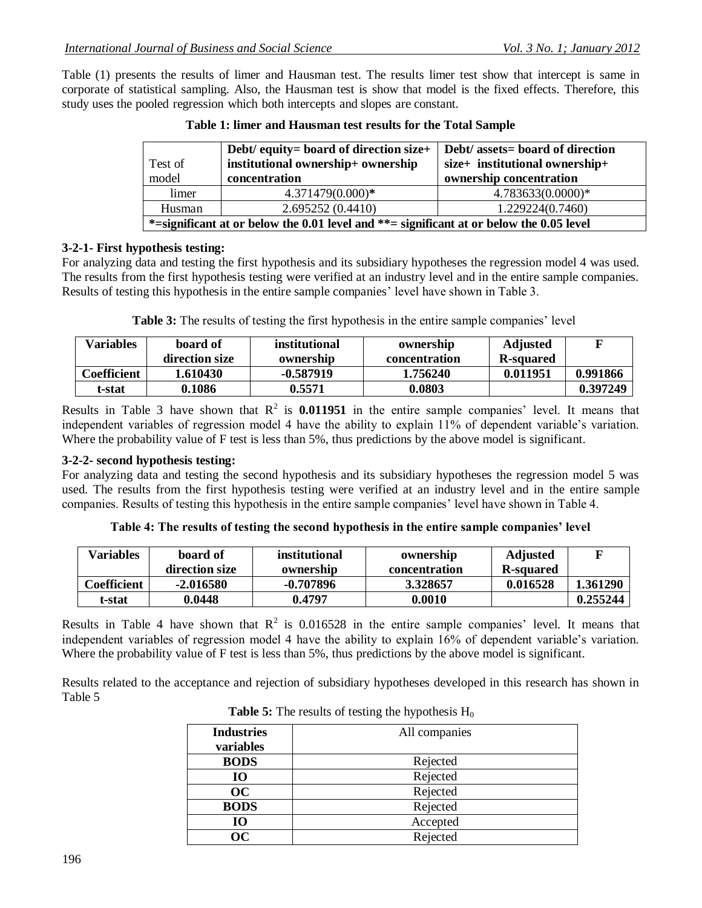Table (1) presents the results of limer and Hausman test. The results limer test show that intercept is same in corporate of statistical sampling. Also, the Hausman test is show that model is the fixed effects. Therefore, this study uses the pooled regression which both intercepts and slopes are constant.

**Table 1: limer and Hausman test results for the Total Sample**

| Test of model | Debt/ equity= board of direction size+ institutional ownership+ ownership concentration | Debt/ assets= board of direction size+ institutional ownership+ ownership concentration |
|---|---|---|
| limer | 4.371479(0.000)* | 4.783633(0.0000)* |
| Husman | 2.695252 (0.4410) | 1.229224(0.7460) |
| *=significant at or below the 0.01 level and **= significant at or below the 0.05 level | | |

### 3-2-1- First hypothesis testing:

For analyzing data and testing the first hypothesis and its subsidiary hypotheses the regression model 4 was used. The results from the first hypothesis testing were verified at an industry level and in the entire sample companies. Results of testing this hypothesis in the entire sample companies' level have shown in Table 3.

**Table 3:** The results of testing the first hypothesis in the entire sample companies' level

| Variables | board of direction size | institutional ownership | ownership concentration | Adjusted R-squared | F |
|---|---|---|---|---|---|
| Coefficient | 1.610430 | -0.587919 | 1.756240 | 0.011951 | 0.991866 |
| t-stat | 0.1086 | 0.5571 | 0.0803 | | 0.397249 |

Results in Table 3 have shown that $R^2$ is **0.011951** in the entire sample companies' level. It means that independent variables of regression model 4 have the ability to explain 11% of dependent variable's variation. Where the probability value of F test is less than 5%, thus predictions by the above model is significant.

### 3-2-2- second hypothesis testing:

For analyzing data and testing the second hypothesis and its subsidiary hypotheses the regression model 5 was used. The results from the first hypothesis testing were verified at an industry level and in the entire sample companies. Results of testing this hypothesis in the entire sample companies' level have shown in Table 4.

**Table 4: The results of testing the second hypothesis in the entire sample companies' level**

| Variables | board of direction size | institutional ownership | ownership concentration | Adjusted R-squared | F |
|---|---|---|---|---|---|
| Coefficient | -2.016580 | -0.707896 | 3.328657 | 0.016528 | 1.361290 |
| t-stat | 0.0448 | 0.4797 | 0.0010 | | 0.255244 |

Results in Table 4 have shown that $R^2$ is 0.016528 in the entire sample companies' level. It means that independent variables of regression model 4 have the ability to explain 16% of dependent variable's variation. Where the probability value of F test is less than 5%, thus predictions by the above model is significant.

Results related to the acceptance and rejection of subsidiary hypotheses developed in this research has shown in Table 5

**Table 5:** The results of testing the hypothesis $H_0$

| Industries variables | All companies |
|---|---|
| BODS | Rejected |
| IO | Rejected |
| OC | Rejected |
| BODS | Rejected |
| IO | Accepted |
| OC | Rejected |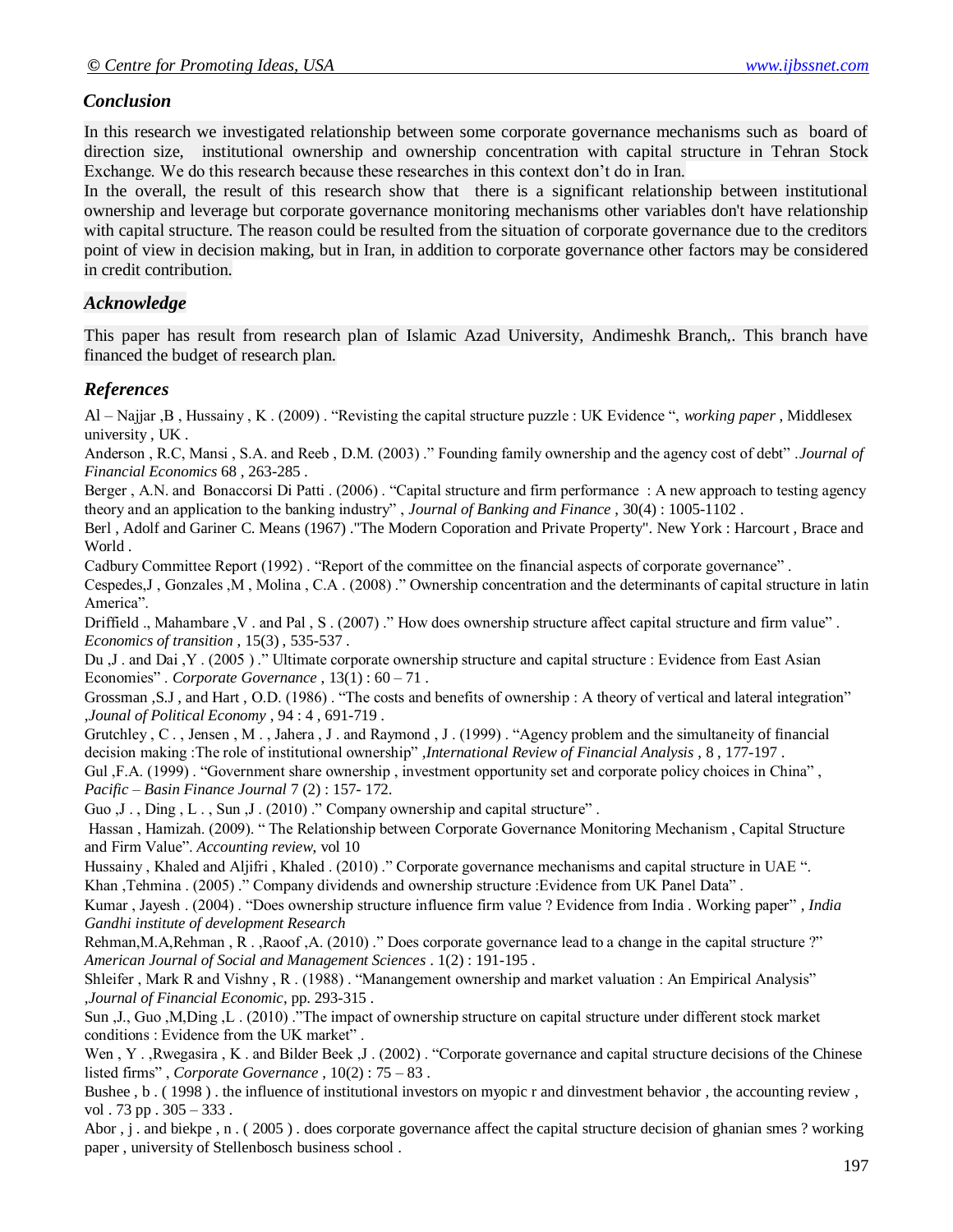## *Conclusion*

In this research we investigated relationship between some corporate governance mechanisms such as board of direction size, institutional ownership and ownership concentration with capital structure in Tehran Stock Exchange. We do this research because these researches in this context don't do in Iran.

In the overall, the result of this research show that there is a significant relationship between institutional ownership and leverage but corporate governance monitoring mechanisms other variables don't have relationship with capital structure. The reason could be resulted from the situation of corporate governance due to the creditors point of view in decision making, but in Iran, in addition to corporate governance other factors may be considered in credit contribution.

## *Acknowledge*

This paper has result from research plan of Islamic Azad University, Andimeshk Branch,. This branch have financed the budget of research plan.

## *References*

Al – Najjar ,B , Hussainy , K . (2009) . "Revisting the capital structure puzzle : UK Evidence ", *working paper* , Middlesex university , UK .

Anderson , R.C, Mansi , S.A. and Reeb , D.M. (2003) ." Founding family ownership and the agency cost of debt" .*Journal of Financial Economics* 68 , 263-285 .

Berger , A.N. and Bonaccorsi Di Patti . (2006) . "Capital structure and firm performance : A new approach to testing agency theory and an application to the banking industry" , *Journal of Banking and Finance* , 30(4) : 1005-1102 .

Berl , Adolf and Gariner C. Means (1967) ."The Modern Coporation and Private Property". New York : Harcourt , Brace and World .

Cadbury Committee Report (1992) . "Report of the committee on the financial aspects of corporate governance" .

Cespedes,J , Gonzales ,M , Molina , C.A . (2008) ." Ownership concentration and the determinants of capital structure in latin America".

Driffield ., Mahambare ,V . and Pal , S . (2007) ." How does ownership structure affect capital structure and firm value" . *Economics of transition* , 15(3) , 535-537 .

Du ,J . and Dai ,Y . (2005 ) ." Ultimate corporate ownership structure and capital structure : Evidence from East Asian Economies" . *Corporate Governance* , 13(1) : 60 – 71 .

Grossman ,S.J , and Hart , O.D. (1986) . "The costs and benefits of ownership : A theory of vertical and lateral integration" ,*Jounal of Political Economy* , 94 : 4 , 691-719 .

Grutchley , C . , Jensen , M . , Jahera , J . and Raymond , J . (1999) . "Agency problem and the simultaneity of financial decision making :The role of institutional ownership" ,*International Review of Financial Analysis* , 8 , 177-197 .

Gul ,F.A. (1999) . "Government share ownership , investment opportunity set and corporate policy choices in China" , *Pacific – Basin Finance Journal* 7 (2) : 157- 172.

Guo ,J . , Ding , L . , Sun ,J . (2010) ." Company ownership and capital structure" .

Hassan , Hamizah. (2009). " The Relationship between Corporate Governance Monitoring Mechanism , Capital Structure and Firm Value". *Accounting review*, vol 10

Hussainy , Khaled and Aljifri , Khaled . (2010) ." Corporate governance mechanisms and capital structure in UAE ".

Khan ,Tehmina . (2005) ." Company dividends and ownership structure :Evidence from UK Panel Data" .

Kumar , Jayesh . (2004) . "Does ownership structure influence firm value ? Evidence from India . Working paper" , *India Gandhi institute of development Research*

Rehman,M.A,Rehman , R . ,Raoof ,A. (2010) ." Does corporate governance lead to a change in the capital structure ?" *American Journal of Social and Management Sciences* . 1(2) : 191-195 .

Shleifer , Mark R and Vishny , R . (1988) . "Manangement ownership and market valuation : An Empirical Analysis" ,*Journal of Financial Economic*, pp. 293-315 .

Sun ,J., Guo ,M,Ding ,L . (2010) ."The impact of ownership structure on capital structure under different stock market conditions : Evidence from the UK market" .

Wen , Y . ,Rwegasira , K . and Bilder Beek ,J . (2002) . "Corporate governance and capital structure decisions of the Chinese listed firms" , *Corporate Governance* , 10(2) : 75 – 83 .

Bushee , b . ( 1998 ) . the influence of institutional investors on myopic r and dinvestment behavior , the accounting review , vol . 73 pp . 305 – 333 .

Abor , j . and biekpe , n . ( 2005 ) . does corporate governance affect the capital structure decision of ghanian smes ? working paper , university of Stellenbosch business school .